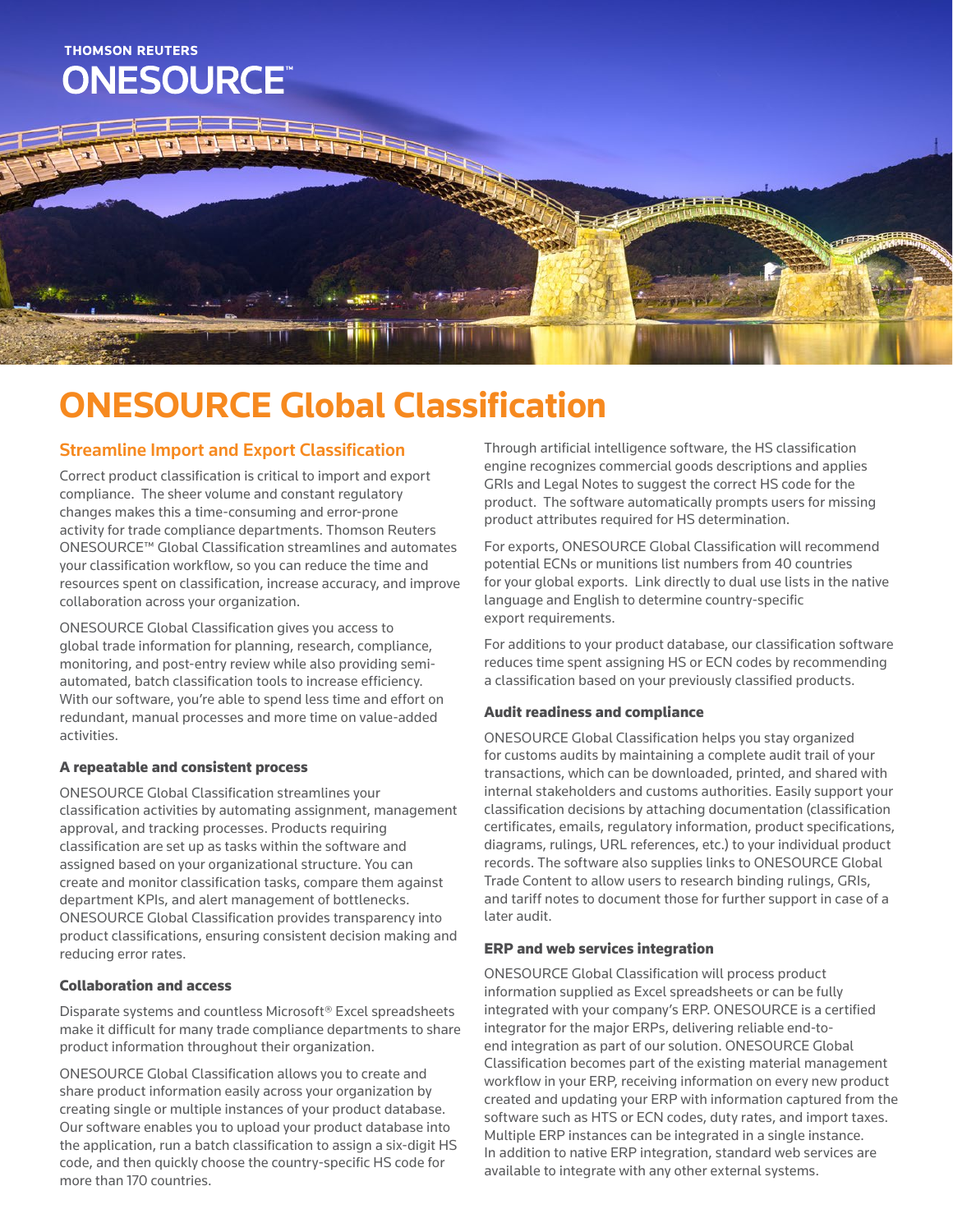THOMSON REUTERS

ONESOURCE™

# ONESOURCE Global Classification

## Streamline Import and Export Classification

Correct product classification is critical to import and export compliance. The sheer volume and constant regulatory changes makes this a time-consuming and error-prone activity for trade compliance departments. Thomson Reuters ONESOURCE™ Global Classification streamlines and automates your classification workflow, so you can reduce the time and resources spent on classification, increase accuracy, and improve collaboration across your organization.

ONESOURCE Global Classification gives you access to global trade information for planning, research, compliance, monitoring, and post-entry review while also providing semi-automated, batch classification tools to increase efficiency. With our software, you're able to spend less time and effort on redundant, manual processes and more time on value-added activities.

### A repeatable and consistent process

ONESOURCE Global Classification streamlines your classification activities by automating assignment, management approval, and tracking processes. Products requiring classification are set up as tasks within the software and assigned based on your organizational structure. You can create and monitor classification tasks, compare them against department KPIs, and alert management of bottlenecks. ONESOURCE Global Classification provides transparency into product classifications, ensuring consistent decision making and reducing error rates.

### Collaboration and access

Disparate systems and countless Microsoft® Excel spreadsheets make it difficult for many trade compliance departments to share product information throughout their organization.

ONESOURCE Global Classification allows you to create and share product information easily across your organization by creating single or multiple instances of your product database. Our software enables you to upload your product database into the application, run a batch classification to assign a six-digit HS code, and then quickly choose the country-specific HS code for more than 170 countries.

Through artificial intelligence software, the HS classification engine recognizes commercial goods descriptions and applies GRIs and Legal Notes to suggest the correct HS code for the product. The software automatically prompts users for missing product attributes required for HS determination.

For exports, ONESOURCE Global Classification will recommend potential ECNs or munitions list numbers from 40 countries for your global exports. Link directly to dual use lists in the native language and English to determine country-specific export requirements.

For additions to your product database, our classification software reduces time spent assigning HS or ECN codes by recommending a classification based on your previously classified products.

### Audit readiness and compliance

ONESOURCE Global Classification helps you stay organized for customs audits by maintaining a complete audit trail of your transactions, which can be downloaded, printed, and shared with internal stakeholders and customs authorities. Easily support your classification decisions by attaching documentation (classification certificates, emails, regulatory information, product specifications, diagrams, rulings, URL references, etc.) to your individual product records. The software also supplies links to ONESOURCE Global Trade Content to allow users to research binding rulings, GRIs, and tariff notes to document those for further support in case of a later audit.

### ERP and web services integration

ONESOURCE Global Classification will process product information supplied as Excel spreadsheets or can be fully integrated with your company's ERP. ONESOURCE is a certified integrator for the major ERPs, delivering reliable end-to-end integration as part of our solution. ONESOURCE Global Classification becomes part of the existing material management workflow in your ERP, receiving information on every new product created and updating your ERP with information captured from the software such as HTS or ECN codes, duty rates, and import taxes. Multiple ERP instances can be integrated in a single instance. In addition to native ERP integration, standard web services are available to integrate with any other external systems.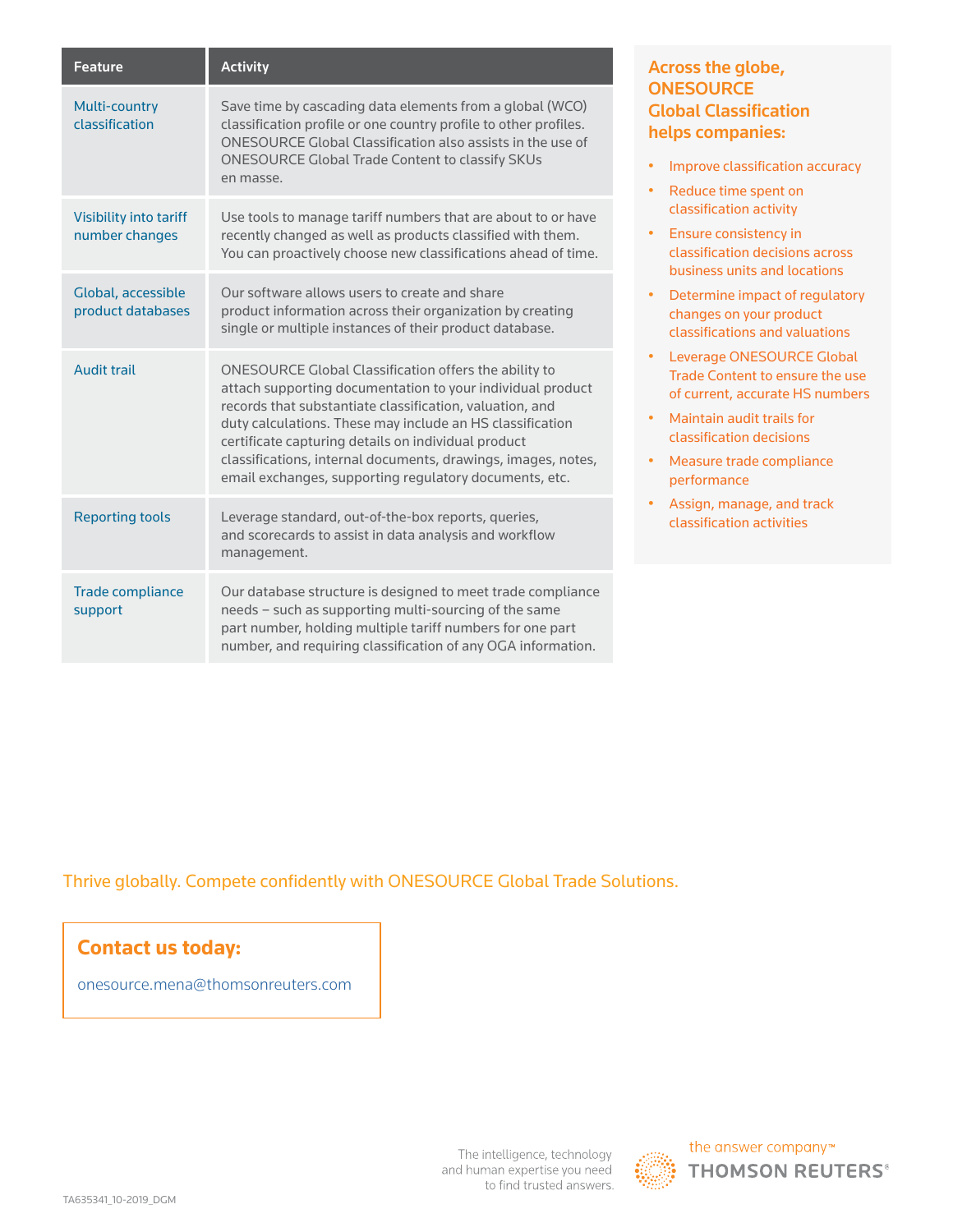| Feature | Activity |
|---|---|
| Multi-country classification | Save time by cascading data elements from a global (WCO) classification profile or one country profile to other profiles. ONESOURCE Global Classification also assists in the use of ONESOURCE Global Trade Content to classify SKUs en masse. |
| Visibility into tariff number changes | Use tools to manage tariff numbers that are about to or have recently changed as well as products classified with them. You can proactively choose new classifications ahead of time. |
| Global, accessible product databases | Our software allows users to create and share product information across their organization by creating single or multiple instances of their product database. |
| Audit trail | ONESOURCE Global Classification offers the ability to attach supporting documentation to your individual product records that substantiate classification, valuation, and duty calculations. These may include an HS classification certificate capturing details on individual product classifications, internal documents, drawings, images, notes, email exchanges, supporting regulatory documents, etc. |
| Reporting tools | Leverage standard, out-of-the-box reports, queries, and scorecards to assist in data analysis and workflow management. |
| Trade compliance support | Our database structure is designed to meet trade compliance needs – such as supporting multi-sourcing of the same part number, holding multiple tariff numbers for one part number, and requiring classification of any OGA information. |

## Across the globe, ONESOURCE Global Classification helps companies:

- Improve classification accuracy
- Reduce time spent on classification activity
- Ensure consistency in classification decisions across business units and locations
- Determine impact of regulatory changes on your product classifications and valuations
- Leverage ONESOURCE Global Trade Content to ensure the use of current, accurate HS numbers
- Maintain audit trails for classification decisions
- Measure trade compliance performance
- Assign, manage, and track classification activities

Thrive globally. Compete confidently with ONESOURCE Global Trade Solutions.

## Contact us today:

onesource.mena@thomsonreuters.com

The intelligence, technology and human expertise you need to find trusted answers.

the answer company™
THOMSON REUTERS®

TA635341_10-2019_DGM